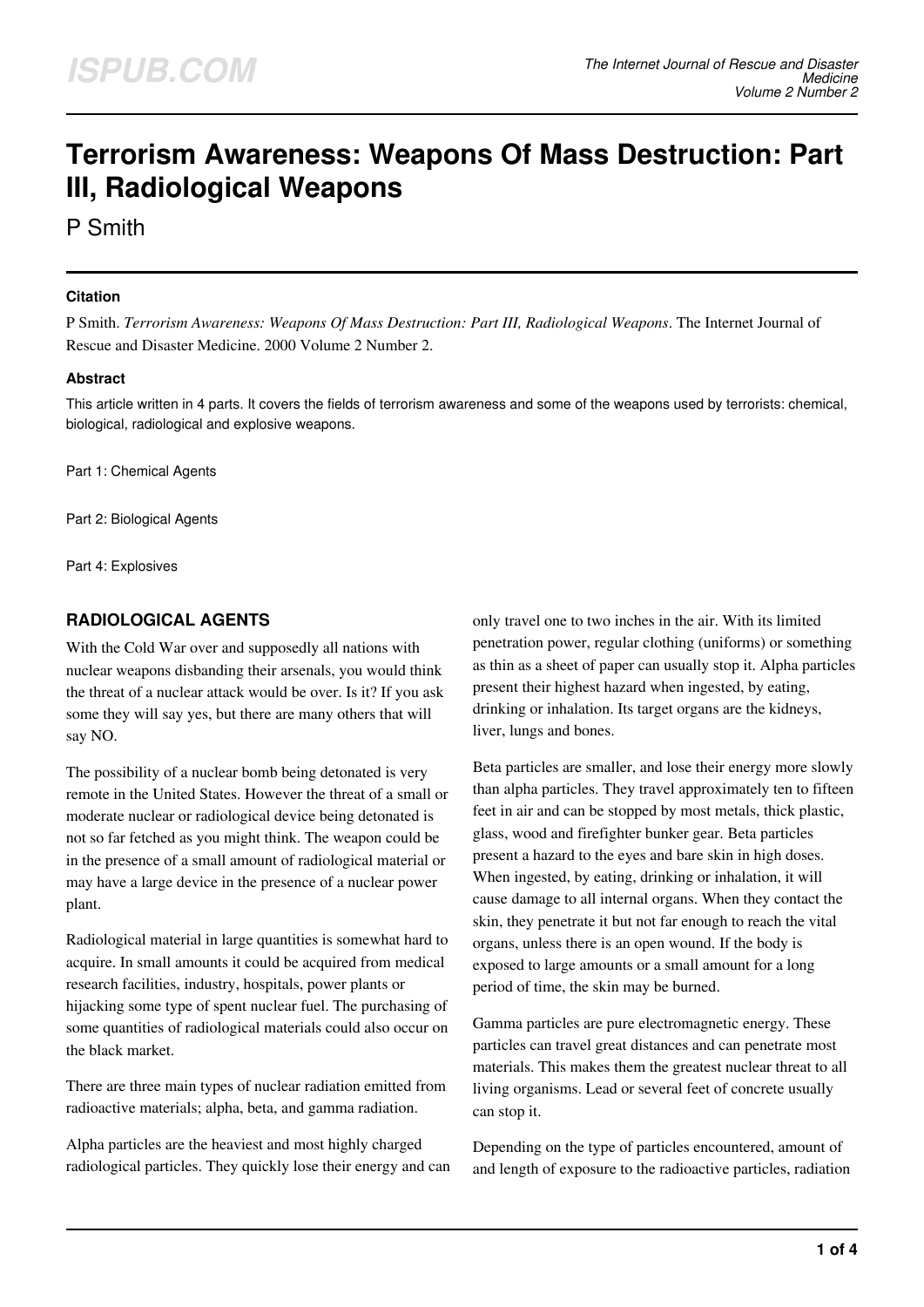# Terrorism Awareness: Weapons Of Mass Destruction: Part III, Radiological Weapons

P Smith

### Citation

P Smith. *Terrorism Awareness: Weapons Of Mass Destruction: Part III, Radiological Weapons*. The Internet Journal of Rescue and Disaster Medicine. 2000 Volume 2 Number 2.

### Abstract

This article written in 4 parts. It covers the fields of terrorism awareness and some of the weapons used by terrorists: chemical, biological, radiological and explosive weapons.

Part 1: Chemical Agents

Part 2: Biological Agents

Part 4: Explosives

## RADIOLOGICAL AGENTS

With the Cold War over and supposedly all nations with nuclear weapons disbanding their arsenals, you would think the threat of a nuclear attack would be over. Is it? If you ask some they will say yes, but there are many others that will say NO.

The possibility of a nuclear bomb being detonated is very remote in the United States. However the threat of a small or moderate nuclear or radiological device being detonated is not so far fetched as you might think. The weapon could be in the presence of a small amount of radiological material or may have a large device in the presence of a nuclear power plant.

Radiological material in large quantities is somewhat hard to acquire. In small amounts it could be acquired from medical research facilities, industry, hospitals, power plants or hijacking some type of spent nuclear fuel. The purchasing of some quantities of radiological materials could also occur on the black market.

There are three main types of nuclear radiation emitted from radioactive materials; alpha, beta, and gamma radiation.

Alpha particles are the heaviest and most highly charged radiological particles. They quickly lose their energy and can only travel one to two inches in the air. With its limited penetration power, regular clothing (uniforms) or something as thin as a sheet of paper can usually stop it. Alpha particles present their highest hazard when ingested, by eating, drinking or inhalation. Its target organs are the kidneys, liver, lungs and bones.

Beta particles are smaller, and lose their energy more slowly than alpha particles. They travel approximately ten to fifteen feet in air and can be stopped by most metals, thick plastic, glass, wood and firefighter bunker gear. Beta particles present a hazard to the eyes and bare skin in high doses. When ingested, by eating, drinking or inhalation, it will cause damage to all internal organs. When they contact the skin, they penetrate it but not far enough to reach the vital organs, unless there is an open wound. If the body is exposed to large amounts or a small amount for a long period of time, the skin may be burned.

Gamma particles are pure electromagnetic energy. These particles can travel great distances and can penetrate most materials. This makes them the greatest nuclear threat to all living organisms. Lead or several feet of concrete usually can stop it.

Depending on the type of particles encountered, amount of and length of exposure to the radioactive particles, radiation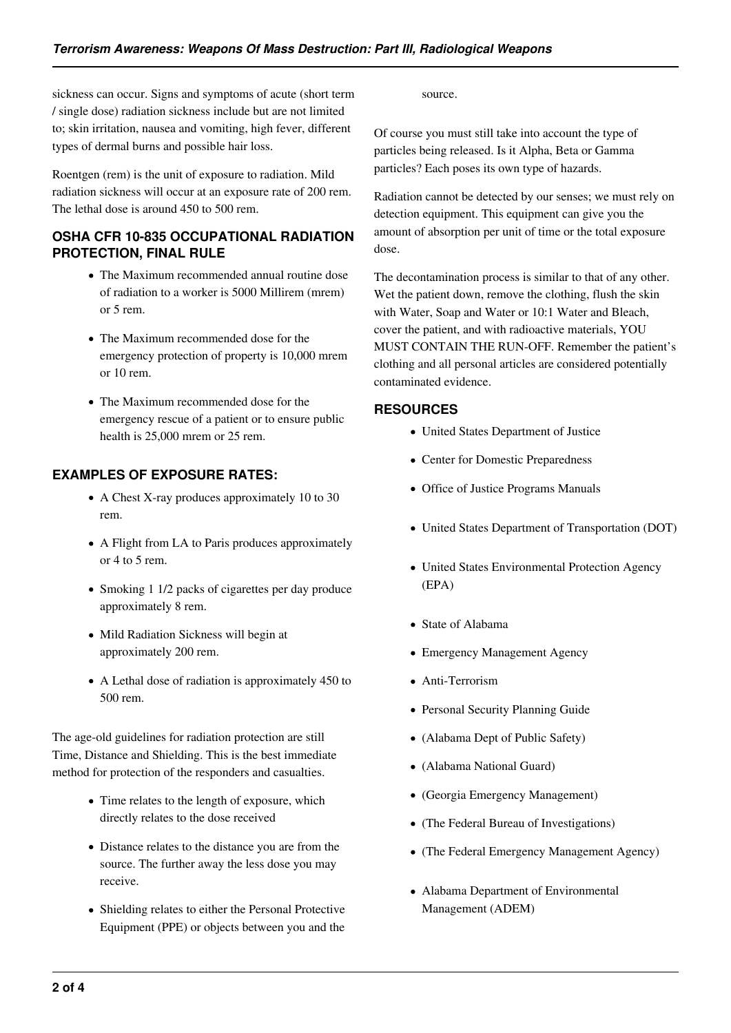sickness can occur. Signs and symptoms of acute (short term / single dose) radiation sickness include but are not limited to; skin irritation, nausea and vomiting, high fever, different types of dermal burns and possible hair loss.

Roentgen (rem) is the unit of exposure to radiation. Mild radiation sickness will occur at an exposure rate of 200 rem. The lethal dose is around 450 to 500 rem.

### OSHA CFR 10-835 OCCUPATIONAL RADIATION PROTECTION, FINAL RULE

- The Maximum recommended annual routine dose of radiation to a worker is 5000 Millirem (mrem) or 5 rem.
- The Maximum recommended dose for the emergency protection of property is 10,000 mrem or 10 rem.
- The Maximum recommended dose for the emergency rescue of a patient or to ensure public health is 25,000 mrem or 25 rem.

### EXAMPLES OF EXPOSURE RATES:

- A Chest X-ray produces approximately 10 to 30 rem.
- A Flight from LA to Paris produces approximately or 4 to 5 rem.
- Smoking 1 1/2 packs of cigarettes per day produce approximately 8 rem.
- Mild Radiation Sickness will begin at approximately 200 rem.
- A Lethal dose of radiation is approximately 450 to 500 rem.

The age-old guidelines for radiation protection are still Time, Distance and Shielding. This is the best immediate method for protection of the responders and casualties.

- Time relates to the length of exposure, which directly relates to the dose received
- Distance relates to the distance you are from the source. The further away the less dose you may receive.
- Shielding relates to either the Personal Protective Equipment (PPE) or objects between you and the source.

Of course you must still take into account the type of particles being released. Is it Alpha, Beta or Gamma particles? Each poses its own type of hazards.

Radiation cannot be detected by our senses; we must rely on detection equipment. This equipment can give you the amount of absorption per unit of time or the total exposure dose.

The decontamination process is similar to that of any other. Wet the patient down, remove the clothing, flush the skin with Water, Soap and Water or 10:1 Water and Bleach, cover the patient, and with radioactive materials, YOU MUST CONTAIN THE RUN-OFF. Remember the patient's clothing and all personal articles are considered potentially contaminated evidence.

### RESOURCES

- United States Department of Justice
- Center for Domestic Preparedness
- Office of Justice Programs Manuals
- United States Department of Transportation (DOT)
- United States Environmental Protection Agency (EPA)
- State of Alabama
- Emergency Management Agency
- Anti-Terrorism
- Personal Security Planning Guide
- (Alabama Dept of Public Safety)
- (Alabama National Guard)
- (Georgia Emergency Management)
- (The Federal Bureau of Investigations)
- (The Federal Emergency Management Agency)
- Alabama Department of Environmental Management (ADEM)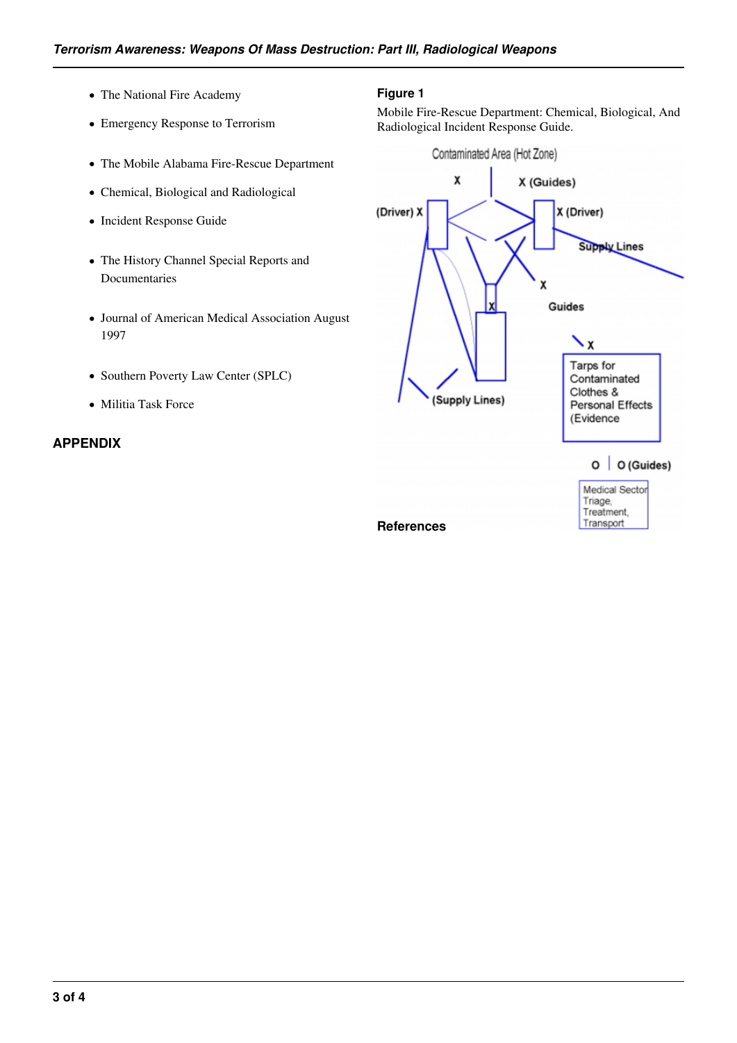- The National Fire Academy
- Emergency Response to Terrorism
- The Mobile Alabama Fire-Rescue Department
- Chemical, Biological and Radiological
- Incident Response Guide
- The History Channel Special Reports and Documentaries
- Journal of American Medical Association August 1997
- Southern Poverty Law Center (SPLC)
- Militia Task Force

## APPENDIX

**Figure 1**

Mobile Fire-Rescue Department: Chemical, Biological, And Radiological Incident Response Guide.

Contaminated Area (Hot Zone)

X | X (Guides)

(Driver) X | X (Driver)

Supply Lines

X

Guides

X

(Supply Lines)

X

Tarps for Contaminated Clothes & Personal Effects (Evidence

O | O (Guides)

Medical Sector Triage, Treatment, Transport

## References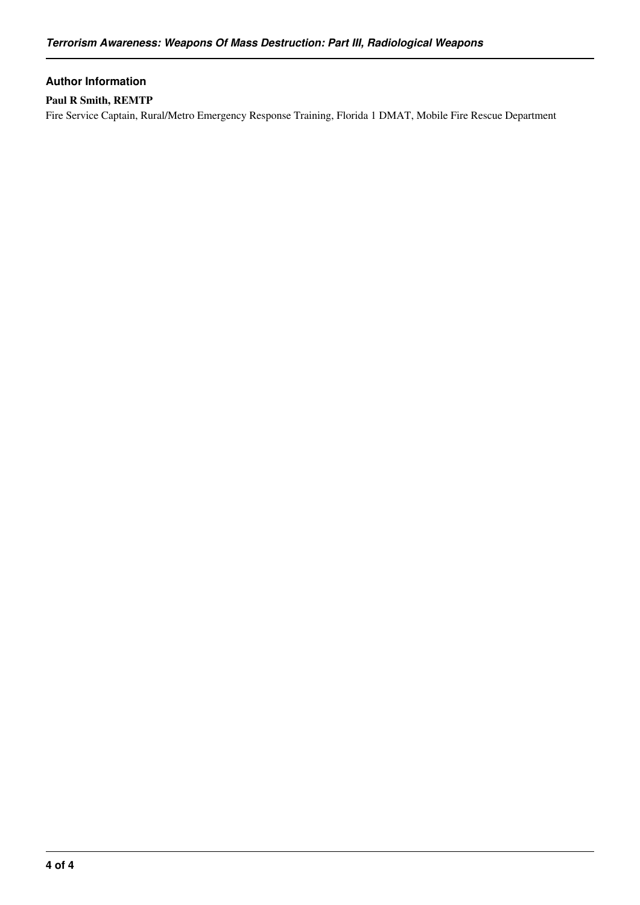## Author Information

**Paul R Smith, REMTP**

Fire Service Captain, Rural/Metro Emergency Response Training, Florida 1 DMAT, Mobile Fire Rescue Department